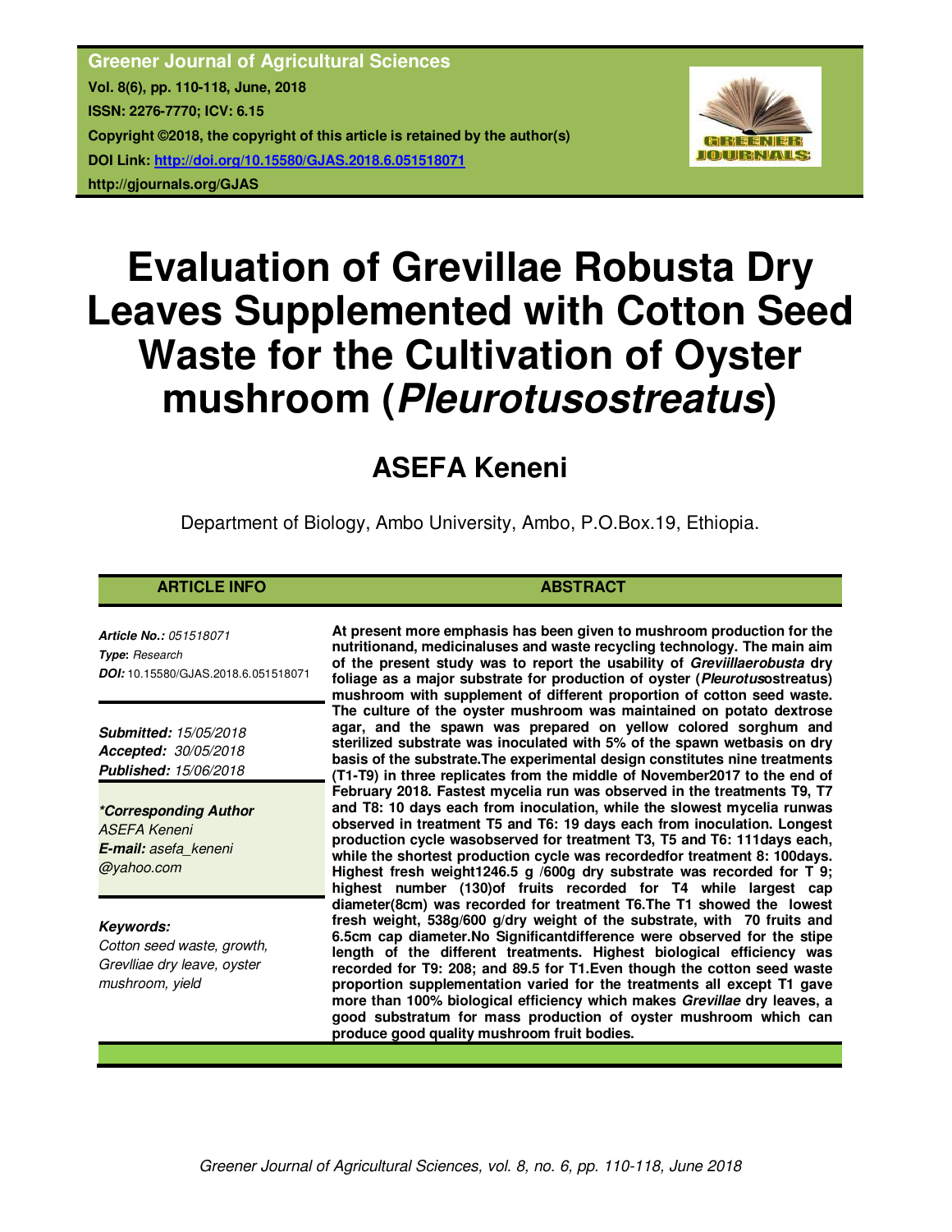**Greener Journal of Agricultural Sciences**
**Vol. 8(6), pp. 110-118, June, 2018**
**ISSN: 2276-7770; ICV: 6.15**
**Copyright ©2018, the copyright of this article is retained by the author(s)**
**DOI Link: http://doi.org/10.15580/GJAS.2018.6.051518071**
**http://gjournals.org/GJAS**

# Evaluation of Grevillae Robusta Dry Leaves Supplemented with Cotton Seed Waste for the Cultivation of Oyster mushroom (*Pleurotusostreatus*)

## ASEFA Keneni

Department of Biology, Ambo University, Ambo, P.O.Box.19, Ethiopia.

### ARTICLE INFO

***Article No.:*** *051518071*
***Type*****:** *Research*
***DOI:*** 10.15580/GJAS.2018.6.051518071

***Submitted:*** *15/05/2018*
***Accepted:*** *30/05/2018*
***Published:*** *15/06/2018*

***\*Corresponding Author***
*ASEFA Keneni*
***E-mail:*** *asefa_keneni @yahoo.com*

***Keywords:***
*Cotton seed waste, growth, Grevlliae dry leave, oyster mushroom, yield*

### ABSTRACT

**At present more emphasis has been given to mushroom production for the nutritionand, medicinaluses and waste recycling technology. The main aim of the present study was to report the usability of *Greviillaerobusta* dry foliage as a major substrate for production of oyster (*Pleurotus*ostreatus) mushroom with supplement of different proportion of cotton seed waste. The culture of the oyster mushroom was maintained on potato dextrose agar, and the spawn was prepared on yellow colored sorghum and sterilized substrate was inoculated with 5% of the spawn wetbasis on dry basis of the substrate.The experimental design constitutes nine treatments (T1-T9) in three replicates from the middle of November2017 to the end of February 2018. Fastest mycelia run was observed in the treatments T9, T7 and T8: 10 days each from inoculation, while the slowest mycelia runwas observed in treatment T5 and T6: 19 days each from inoculation. Longest production cycle wasobserved for treatment T3, T5 and T6: 111days each, while the shortest production cycle was recordedfor treatment 8: 100days. Highest fresh weight1246.5 g /600g dry substrate was recorded for T 9; highest number (130)of fruits recorded for T4 while largest cap diameter(8cm) was recorded for treatment T6.The T1 showed the lowest fresh weight, 538g/600 g/dry weight of the substrate, with 70 fruits and 6.5cm cap diameter.No Significantdifference were observed for the stipe length of the different treatments. Highest biological efficiency was recorded for T9: 208; and 89.5 for T1.Even though the cotton seed waste proportion supplementation varied for the treatments all except T1 gave more than 100% biological efficiency which makes *Grevillae* dry leaves, a good substratum for mass production of oyster mushroom which can produce good quality mushroom fruit bodies.**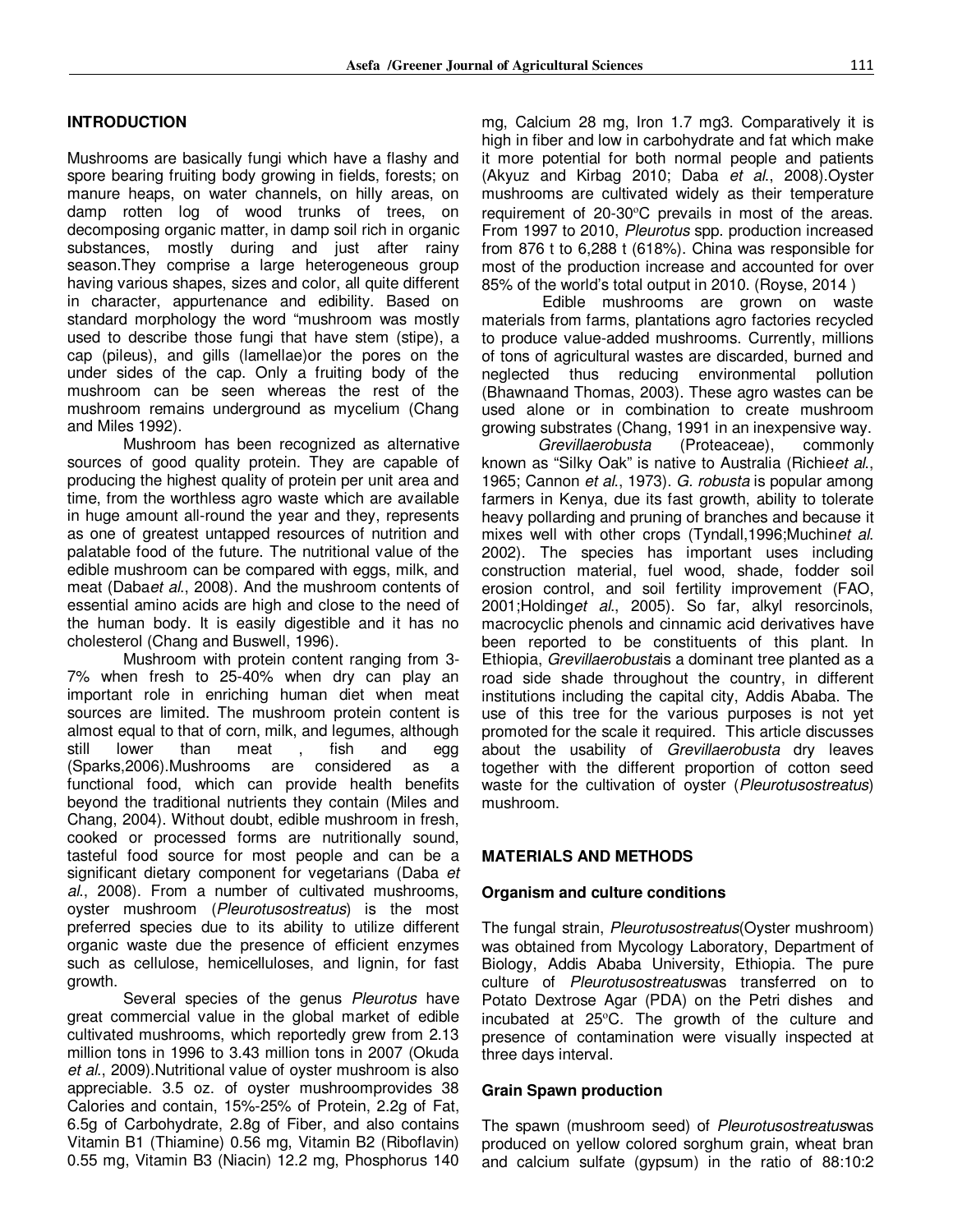## INTRODUCTION

Mushrooms are basically fungi which have a flashy and spore bearing fruiting body growing in fields, forests; on manure heaps, on water channels, on hilly areas, on damp rotten log of wood trunks of trees, on decomposing organic matter, in damp soil rich in organic substances, mostly during and just after rainy season.They comprise a large heterogeneous group having various shapes, sizes and color, all quite different in character, appurtenance and edibility. Based on standard morphology the word "mushroom was mostly used to describe those fungi that have stem (stipe), a cap (pileus), and gills (lamellae)or the pores on the under sides of the cap. Only a fruiting body of the mushroom can be seen whereas the rest of the mushroom remains underground as mycelium (Chang and Miles 1992).

Mushroom has been recognized as alternative sources of good quality protein. They are capable of producing the highest quality of protein per unit area and time, from the worthless agro waste which are available in huge amount all-round the year and they, represents as one of greatest untapped resources of nutrition and palatable food of the future. The nutritional value of the edible mushroom can be compared with eggs, milk, and meat (Daba*et al*., 2008). And the mushroom contents of essential amino acids are high and close to the need of the human body. It is easily digestible and it has no cholesterol (Chang and Buswell, 1996).

Mushroom with protein content ranging from 3-7% when fresh to 25-40% when dry can play an important role in enriching human diet when meat sources are limited. The mushroom protein content is almost equal to that of corn, milk, and legumes, although still lower than meat , fish and egg (Sparks,2006).Mushrooms are considered as a functional food, which can provide health benefits beyond the traditional nutrients they contain (Miles and Chang, 2004). Without doubt, edible mushroom in fresh, cooked or processed forms are nutritionally sound, tasteful food source for most people and can be a significant dietary component for vegetarians (Daba *et al*., 2008). From a number of cultivated mushrooms, oyster mushroom (*Pleurotusostreatus*) is the most preferred species due to its ability to utilize different organic waste due the presence of efficient enzymes such as cellulose, hemicelluloses, and lignin, for fast growth.

Several species of the genus *Pleurotus* have great commercial value in the global market of edible cultivated mushrooms, which reportedly grew from 2.13 million tons in 1996 to 3.43 million tons in 2007 (Okuda *et al*., 2009).Nutritional value of oyster mushroom is also appreciable. 3.5 oz. of oyster mushroomprovides 38 Calories and contain, 15%-25% of Protein, 2.2g of Fat, 6.5g of Carbohydrate, 2.8g of Fiber, and also contains Vitamin B1 (Thiamine) 0.56 mg, Vitamin B2 (Riboflavin) 0.55 mg, Vitamin B3 (Niacin) 12.2 mg, Phosphorus 140 mg, Calcium 28 mg, Iron 1.7 mg3. Comparatively it is high in fiber and low in carbohydrate and fat which make it more potential for both normal people and patients (Akyuz and Kirbag 2010; Daba *et al*., 2008).Oyster mushrooms are cultivated widely as their temperature requirement of 20-30°C prevails in most of the areas. From 1997 to 2010, *Pleurotus* spp. production increased from 876 t to 6,288 t (618%). China was responsible for most of the production increase and accounted for over 85% of the world's total output in 2010. (Royse, 2014 )

Edible mushrooms are grown on waste materials from farms, plantations agro factories recycled to produce value-added mushrooms. Currently, millions of tons of agricultural wastes are discarded, burned and neglected thus reducing environmental pollution (Bhawnaand Thomas, 2003). These agro wastes can be used alone or in combination to create mushroom growing substrates (Chang, 1991 in an inexpensive way.

*Grevillaerobusta* (Proteaceae), commonly known as "Silky Oak" is native to Australia (Richie*et al*., 1965; Cannon *et al*., 1973). *G. robusta* is popular among farmers in Kenya, due its fast growth, ability to tolerate heavy pollarding and pruning of branches and because it mixes well with other crops (Tyndall,1996;Muchin*et al*. 2002). The species has important uses including construction material, fuel wood, shade, fodder soil erosion control, and soil fertility improvement (FAO, 2001;Holding*et al*., 2005). So far, alkyl resorcinols, macrocyclic phenols and cinnamic acid derivatives have been reported to be constituents of this plant. In Ethiopia, *Grevillaerobusta*is a dominant tree planted as a road side shade throughout the country, in different institutions including the capital city, Addis Ababa. The use of this tree for the various purposes is not yet promoted for the scale it required. This article discusses about the usability of *Grevillaerobusta* dry leaves together with the different proportion of cotton seed waste for the cultivation of oyster (*Pleurotusostreatus*) mushroom.

## MATERIALS AND METHODS

### Organism and culture conditions

The fungal strain, *Pleurotusostreatus*(Oyster mushroom) was obtained from Mycology Laboratory, Department of Biology, Addis Ababa University, Ethiopia. The pure culture of *Pleurotusostreatus*was transferred on to Potato Dextrose Agar (PDA) on the Petri dishes and incubated at 25°C. The growth of the culture and presence of contamination were visually inspected at three days interval.

### Grain Spawn production

The spawn (mushroom seed) of *Pleurotusostreatus*was produced on yellow colored sorghum grain, wheat bran and calcium sulfate (gypsum) in the ratio of 88:10:2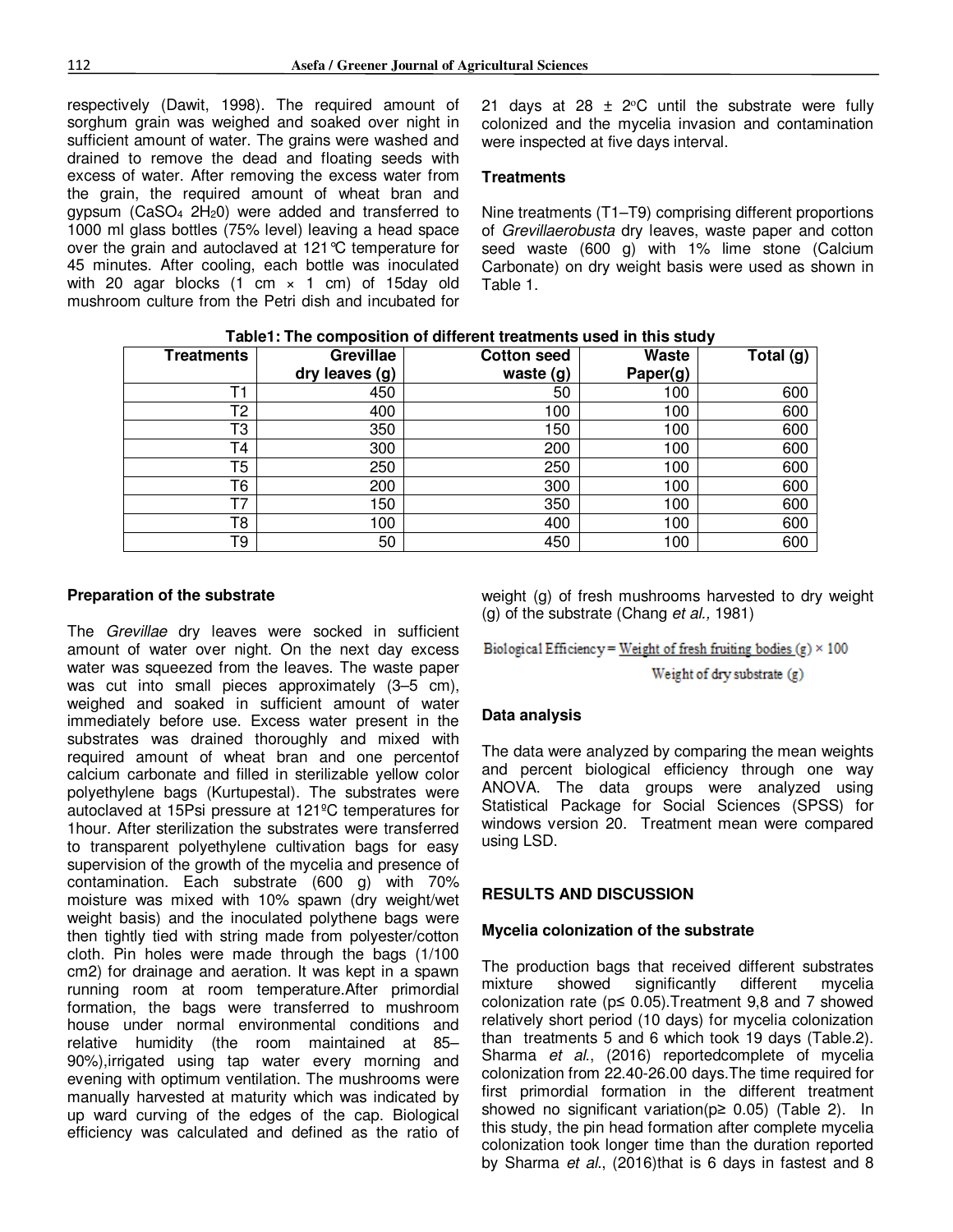respectively (Dawit, 1998). The required amount of sorghum grain was weighed and soaked over night in sufficient amount of water. The grains were washed and drained to remove the dead and floating seeds with excess of water. After removing the excess water from the grain, the required amount of wheat bran and gypsum ($CaSO_4$ $2H_20$) were added and transferred to 1000 ml glass bottles (75% level) leaving a head space over the grain and autoclaved at 121℃ temperature for 45 minutes. After cooling, each bottle was inoculated with 20 agar blocks (1 cm × 1 cm) of 15day old mushroom culture from the Petri dish and incubated for 21 days at 28 ± 2°C until the substrate were fully colonized and the mycelia invasion and contamination were inspected at five days interval.

### Treatments

Nine treatments (T1–T9) comprising different proportions of *Grevillaerobusta* dry leaves, waste paper and cotton seed waste (600 g) with 1% lime stone (Calcium Carbonate) on dry weight basis were used as shown in Table 1.

**Table1: The composition of different treatments used in this study**

| Treatments | Grevillae dry leaves (g) | Cotton seed waste (g) | Waste Paper(g) | Total (g) |
|---|---|---|---|---|
| T1 | 450 | 50 | 100 | 600 |
| T2 | 400 | 100 | 100 | 600 |
| T3 | 350 | 150 | 100 | 600 |
| T4 | 300 | 200 | 100 | 600 |
| T5 | 250 | 250 | 100 | 600 |
| T6 | 200 | 300 | 100 | 600 |
| T7 | 150 | 350 | 100 | 600 |
| T8 | 100 | 400 | 100 | 600 |
| T9 | 50 | 450 | 100 | 600 |

### Preparation of the substrate

The *Grevillae* dry leaves were socked in sufficient amount of water over night. On the next day excess water was squeezed from the leaves. The waste paper was cut into small pieces approximately (3–5 cm), weighed and soaked in sufficient amount of water immediately before use. Excess water present in the substrates was drained thoroughly and mixed with required amount of wheat bran and one percentof calcium carbonate and filled in sterilizable yellow color polyethylene bags (Kurtupestal). The substrates were autoclaved at 15Psi pressure at 121ºC temperatures for 1hour. After sterilization the substrates were transferred to transparent polyethylene cultivation bags for easy supervision of the growth of the mycelia and presence of contamination. Each substrate (600 g) with 70% moisture was mixed with 10% spawn (dry weight/wet weight basis) and the inoculated polythene bags were then tightly tied with string made from polyester/cotton cloth. Pin holes were made through the bags (1/100 cm2) for drainage and aeration. It was kept in a spawn running room at room temperature.After primordial formation, the bags were transferred to mushroom house under normal environmental conditions and relative humidity (the room maintained at 85–90%),irrigated using tap water every morning and evening with optimum ventilation. The mushrooms were manually harvested at maturity which was indicated by up ward curving of the edges of the cap. Biological efficiency was calculated and defined as the ratio of weight (g) of fresh mushrooms harvested to dry weight (g) of the substrate (Chang *et al.,* 1981)

$$\text{Biological Efficiency} = \frac{\text{Weight of fresh fruiting bodies (g)} \times 100}{\text{Weight of dry substrate (g)}}$$

### Data analysis

The data were analyzed by comparing the mean weights and percent biological efficiency through one way ANOVA. The data groups were analyzed using Statistical Package for Social Sciences (SPSS) for windows version 20. Treatment mean were compared using LSD.

## RESULTS AND DISCUSSION

### Mycelia colonization of the substrate

The production bags that received different substrates mixture showed significantly different mycelia colonization rate ($p \leq 0.05$).Treatment 9,8 and 7 showed relatively short period (10 days) for mycelia colonization than treatments 5 and 6 which took 19 days (Table.2). Sharma *et al*., (2016) reportedcomplete of mycelia colonization from 22.40-26.00 days.The time required for first primordial formation in the different treatment showed no significant variation($p \geq 0.05$) (Table 2). In this study, the pin head formation after complete mycelia colonization took longer time than the duration reported by Sharma *et al*., (2016)that is 6 days in fastest and 8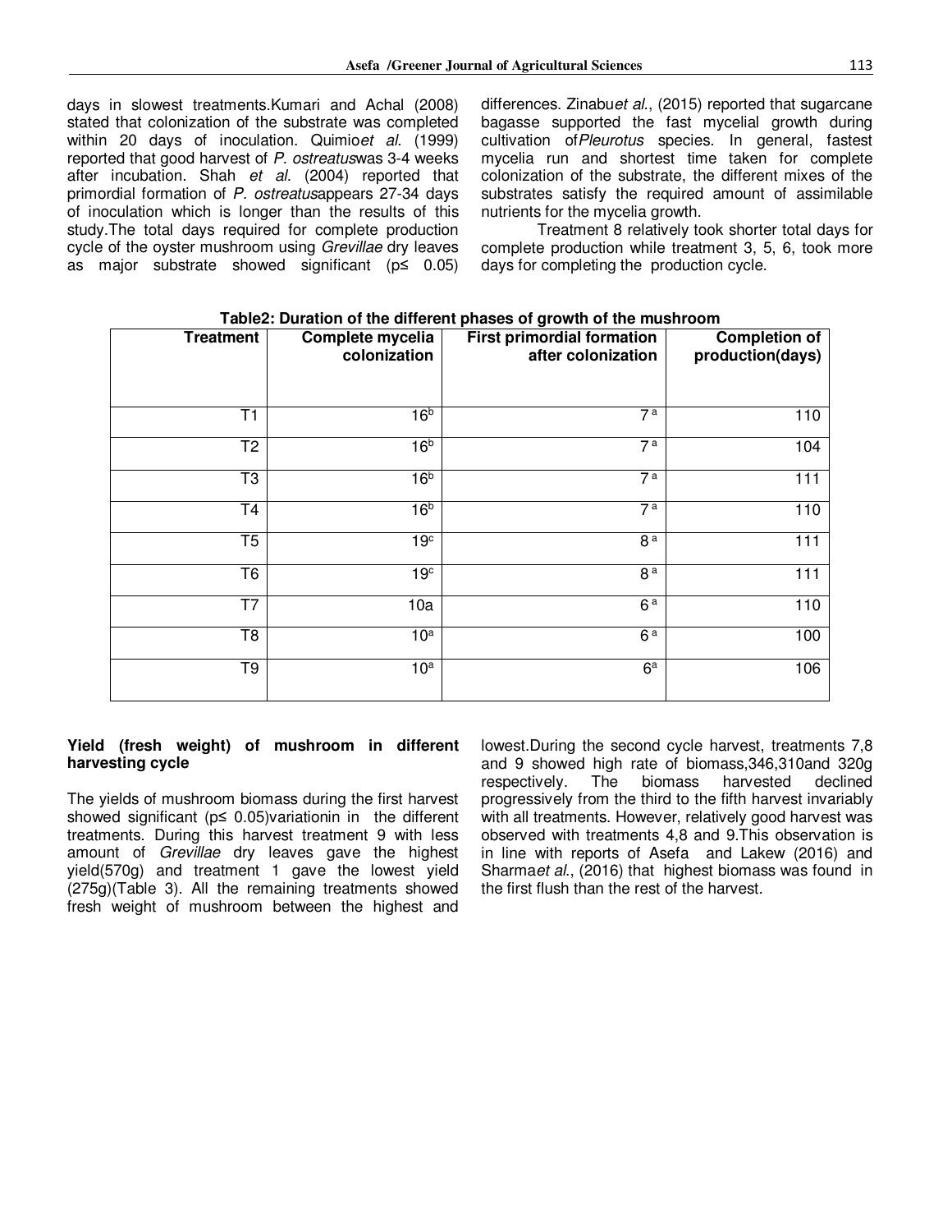days in slowest treatments.Kumari and Achal (2008) stated that colonization of the substrate was completed within 20 days of inoculation. Quimio*et al.* (1999) reported that good harvest of *P. ostreatus*was 3-4 weeks after incubation. Shah *et al.* (2004) reported that primordial formation of *P. ostreatus*appears 27-34 days of inoculation which is longer than the results of this study.The total days required for complete production cycle of the oyster mushroom using *Grevillae* dry leaves as major substrate showed significant ($p \leq 0.05$) differences. Zinabu*et al.*, (2015) reported that sugarcane bagasse supported the fast mycelial growth during cultivation of*Pleurotus* species. In general, fastest mycelia run and shortest time taken for complete colonization of the substrate, the different mixes of the substrates satisfy the required amount of assimilable nutrients for the mycelia growth.

Treatment 8 relatively took shorter total days for complete production while treatment 3, 5, 6, took more days for completing the production cycle.

**Table2: Duration of the different phases of growth of the mushroom**

| Treatment | Complete mycelia colonization | First primordial formation after colonization | Completion of production(days) |
|---|---|---|---|
| T1 | $16^{b}$ | $7^{a}$ | 110 |
| T2 | $16^{b}$ | $7^{a}$ | 104 |
| T3 | $16^{b}$ | $7^{a}$ | 111 |
| T4 | $16^{b}$ | $7^{a}$ | 110 |
| T5 | $19^{c}$ | $8^{a}$ | 111 |
| T6 | $19^{c}$ | $8^{a}$ | 111 |
| T7 | 10a | $6^{a}$ | 110 |
| T8 | $10^{a}$ | $6^{a}$ | 100 |
| T9 | $10^{a}$ | $6^{a}$ | 106 |

**Yield (fresh weight) of mushroom in different harvesting cycle**

The yields of mushroom biomass during the first harvest showed significant ($p \leq 0.05$)variationin in the different treatments. During this harvest treatment 9 with less amount of *Grevillae* dry leaves gave the highest yield(570g) and treatment 1 gave the lowest yield (275g)(Table 3). All the remaining treatments showed fresh weight of mushroom between the highest and lowest.During the second cycle harvest, treatments 7,8 and 9 showed high rate of biomass,346,310and 320g respectively. The biomass harvested declined progressively from the third to the fifth harvest invariably with all treatments. However, relatively good harvest was observed with treatments 4,8 and 9.This observation is in line with reports of Asefa and Lakew (2016) and Sharma*et al.*, (2016) that highest biomass was found in the first flush than the rest of the harvest.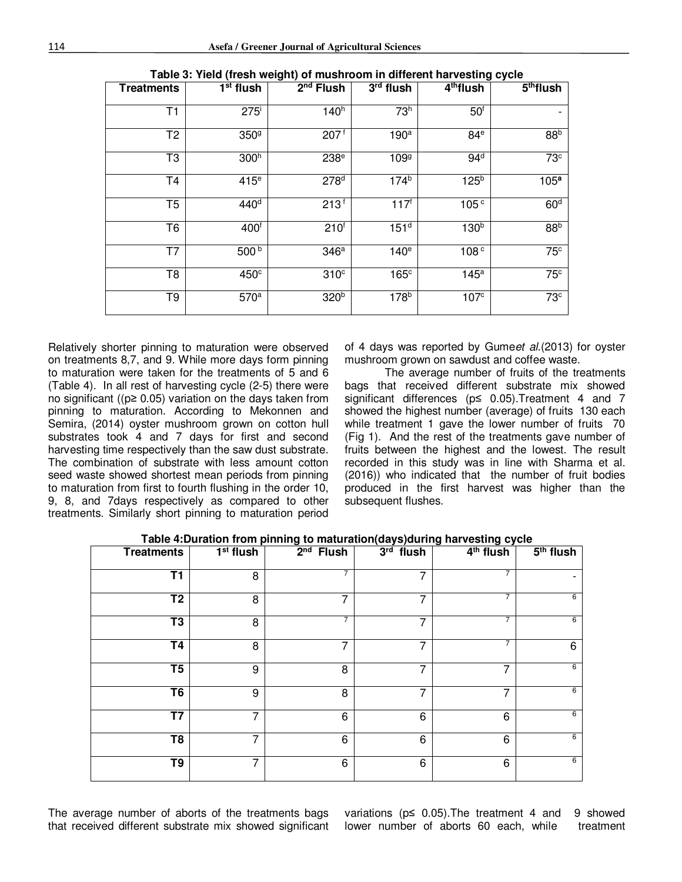**Table 3: Yield (fresh weight) of mushroom in different harvesting cycle**

| Treatments | 1st flush | 2nd Flush | 3rd flush | 4th flush | 5th flush |
|---|---|---|---|---|---|
| T1 | 275[i] | 140[h] | 73[h] | 50[f] | - |
| T2 | 350[g] | 207[f] | 190[a] | 84[e] | 88[b] |
| T3 | 300[h] | 238[e] | 109[g] | 94[d] | 73[c] |
| T4 | 415[e] | 278[d] | 174[b] | 125[b] | 105[a] |
| T5 | 440[d] | 213[f] | 117[f] | 105[c] | 60[d] |
| T6 | 400[f] | 210[f] | 151[d] | 130[b] | 88[b] |
| T7 | 500[b] | 346[a] | 140[e] | 108[c] | 75[c] |
| T8 | 450[c] | 310[c] | 165[c] | 145[a] | 75[c] |
| T9 | 570[a] | 320[b] | 178[b] | 107[c] | 73[c] |

Relatively shorter pinning to maturation were observed on treatments 8,7, and 9. While more days form pinning to maturation were taken for the treatments of 5 and 6 (Table 4). In all rest of harvesting cycle (2-5) there were no significant (($p \geq 0.05$) variation on the days taken from pinning to maturation. According to Mekonnen and Semira, (2014) oyster mushroom grown on cotton hull substrates took 4 and 7 days for first and second harvesting time respectively than the saw dust substrate. The combination of substrate with less amount cotton seed waste showed shortest mean periods from pinning to maturation from first to fourth flushing in the order 10, 9, 8, and 7days respectively as compared to other treatments. Similarly short pinning to maturation period of 4 days was reported by Gume*et al.*(2013) for oyster mushroom grown on sawdust and coffee waste.

The average number of fruits of the treatments bags that received different substrate mix showed significant differences ($p \leq 0.05$).Treatment 4 and 7 showed the highest number (average) of fruits 130 each while treatment 1 gave the lower number of fruits 70 (Fig 1). And the rest of the treatments gave number of fruits between the highest and the lowest. The result recorded in this study was in line with Sharma et al. (2016)) who indicated that the number of fruit bodies produced in the first harvest was higher than the subsequent flushes.

**Table 4:Duration from pinning to maturation(days)during harvesting cycle**

| Treatments | 1st flush | 2nd Flush | 3rd flush | 4th flush | 5th flush |
|---|---|---|---|---|---|
| **T1** | 8 | 7 | 7 | 7 | - |
| **T2** | 8 | 7 | 7 | 7 | 6 |
| **T3** | 8 | 7 | 7 | 7 | 6 |
| **T4** | 8 | 7 | 7 | 7 | 6 |
| **T5** | 9 | 8 | 7 | 7 | 6 |
| **T6** | 9 | 8 | 7 | 7 | 6 |
| **T7** | 7 | 6 | 6 | 6 | 6 |
| **T8** | 7 | 6 | 6 | 6 | 6 |
| **T9** | 7 | 6 | 6 | 6 | 6 |

The average number of aborts of the treatments bags that received different substrate mix showed significant variations ($p \leq 0.05$).The treatment 4 and 9 showed lower number of aborts 60 each, while treatment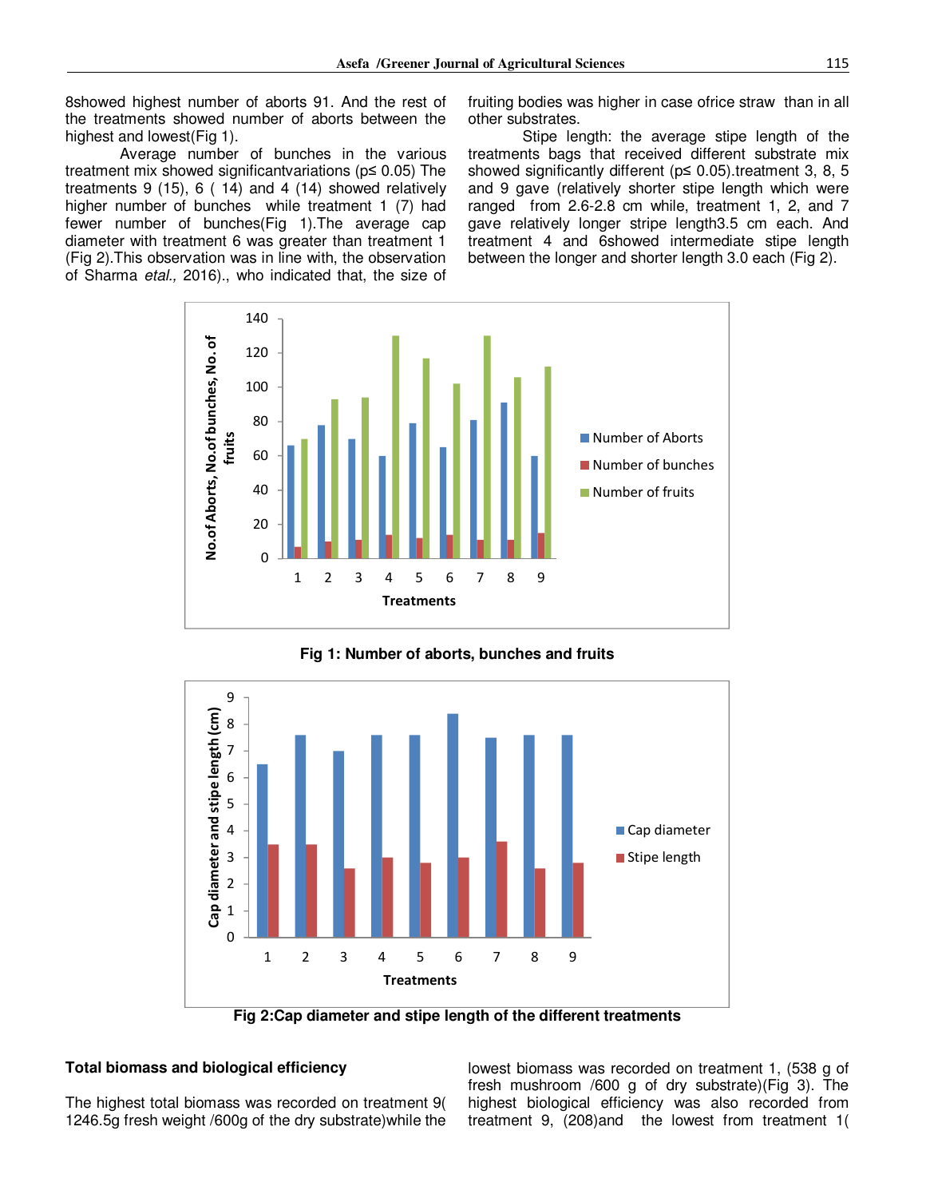8showed highest number of aborts 91. And the rest of the treatments showed number of aborts between the highest and lowest(Fig 1).

Average number of bunches in the various treatment mix showed significantvariations (p≤ 0.05) The treatments 9 (15), 6 ( 14) and 4 (14) showed relatively higher number of bunches while treatment 1 (7) had fewer number of bunches(Fig 1).The average cap diameter with treatment 6 was greater than treatment 1 (Fig 2).This observation was in line with, the observation of Sharma *etal.,* 2016)., who indicated that, the size of fruiting bodies was higher in case ofrice straw than in all other substrates.

Stipe length: the average stipe length of the treatments bags that received different substrate mix showed significantly different (p≤ 0.05).treatment 3, 8, 5 and 9 gave (relatively shorter stipe length which were ranged from 2.6-2.8 cm while, treatment 1, 2, and 7 gave relatively longer stripe length3.5 cm each. And treatment 4 and 6showed intermediate stipe length between the longer and shorter length 3.0 each (Fig 2).

**Fig 1: Number of aborts, bunches and fruits**

**Fig 2:Cap diameter and stipe length of the different treatments**

**Total biomass and biological efficiency**

The highest total biomass was recorded on treatment 9( 1246.5g fresh weight /600g of the dry substrate)while the lowest biomass was recorded on treatment 1, (538 g of fresh mushroom /600 g of dry substrate)(Fig 3). The highest biological efficiency was also recorded from treatment 9, (208)and the lowest from treatment 1(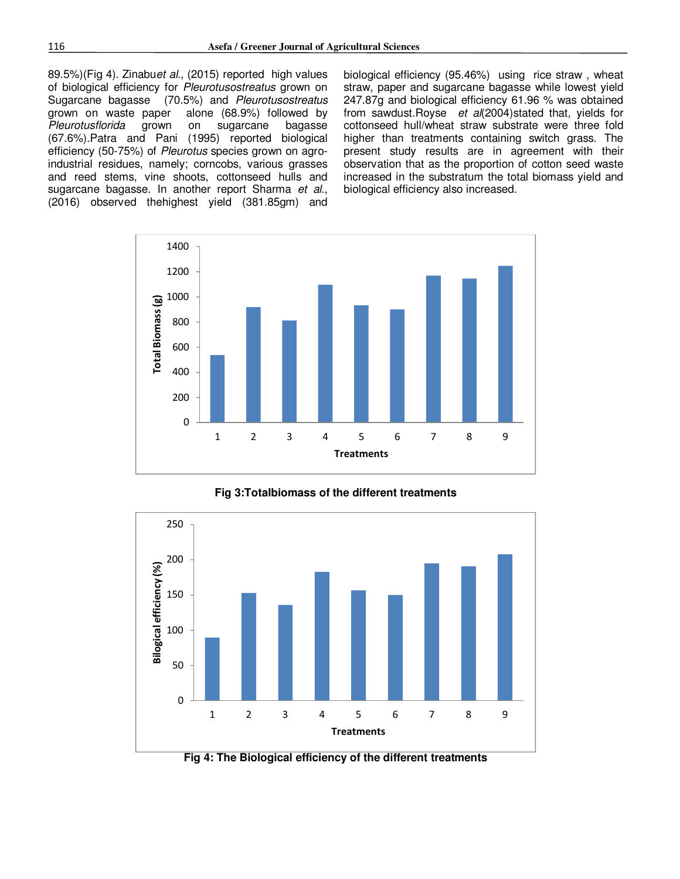89.5%)(Fig 4). Zinabu*et al*., (2015) reported high values of biological efficiency for *Pleurotusostreatus* grown on Sugarcane bagasse (70.5%) and *Pleurotusostreatus* grown on waste paper alone (68.9%) followed by *Pleurotusflorida* grown on sugarcane bagasse (67.6%).Patra and Pani (1995) reported biological efficiency (50-75%) of *Pleurotus* species grown on agro-industrial residues, namely; corncobs, various grasses and reed stems, vine shoots, cottonseed hulls and sugarcane bagasse. In another report Sharma *et al*., (2016) observed thehighest yield (381.85gm) and biological efficiency (95.46%) using rice straw , wheat straw, paper and sugarcane bagasse while lowest yield 247.87g and biological efficiency 61.96 % was obtained from sawdust.Royse *et al*(2004)stated that, yields for cottonseed hull/wheat straw substrate were three fold higher than treatments containing switch grass. The present study results are in agreement with their observation that as the proportion of cotton seed waste increased in the substratum the total biomass yield and biological efficiency also increased.

**Fig 3:Totalbiomass of the different treatments**

**Fig 4: The Biological efficiency of the different treatments**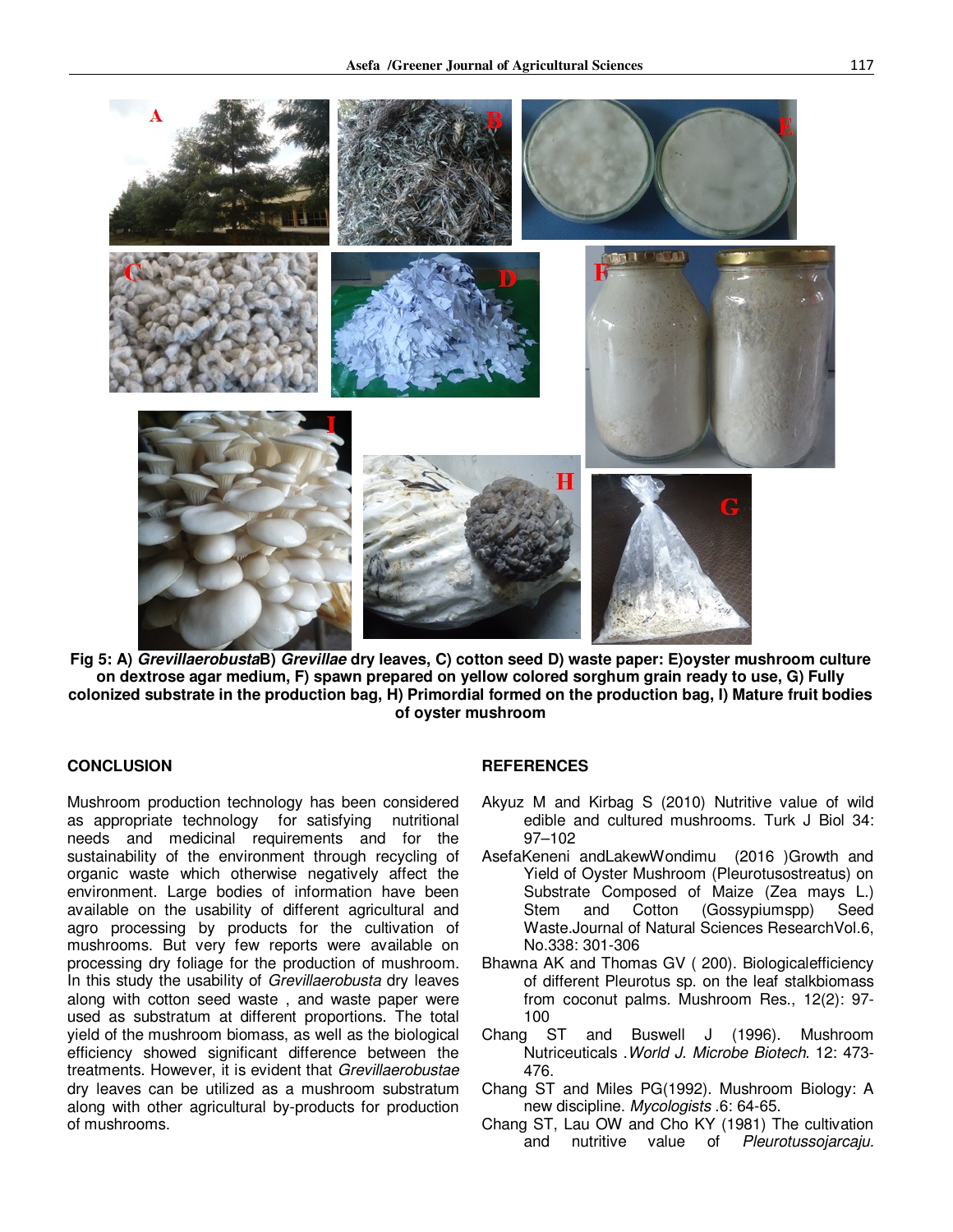**Fig 5: A) *Grevillaerobusta*B) *Grevillae* dry leaves, C) cotton seed D) waste paper: E)oyster mushroom culture on dextrose agar medium, F) spawn prepared on yellow colored sorghum grain ready to use, G) Fully colonized substrate in the production bag, H) Primordial formed on the production bag, I) Mature fruit bodies of oyster mushroom**

## CONCLUSION

Mushroom production technology has been considered as appropriate technology for satisfying nutritional needs and medicinal requirements and for the sustainability of the environment through recycling of organic waste which otherwise negatively affect the environment. Large bodies of information have been available on the usability of different agricultural and agro processing by products for the cultivation of mushrooms. But very few reports were available on processing dry foliage for the production of mushroom. In this study the usability of *Grevillaerobusta* dry leaves along with cotton seed waste , and waste paper were used as substratum at different proportions. The total yield of the mushroom biomass, as well as the biological efficiency showed significant difference between the treatments. However, it is evident that *Grevillaerobustae* dry leaves can be utilized as a mushroom substratum along with other agricultural by-products for production of mushrooms.

## REFERENCES

Akyuz M and Kirbag S (2010) Nutritive value of wild edible and cultured mushrooms. Turk J Biol 34: 97–102

AsefaKeneni andLakewWondimu (2016 )Growth and Yield of Oyster Mushroom (Pleurotusostreatus) on Substrate Composed of Maize (Zea mays L.) Stem and Cotton (Gossypiumspp) Seed Waste.Journal of Natural Sciences ResearchVol.6, No.338: 301-306

Bhawna AK and Thomas GV ( 200). Biologicalefficiency of different Pleurotus sp. on the leaf stalkbiomass from coconut palms. Mushroom Res., 12(2): 97-100

Chang ST and Buswell J (1996). Mushroom Nutriceuticals .*World J. Microbe Biotech*. 12: 473-476.

Chang ST and Miles PG(1992). Mushroom Biology: A new discipline. *Mycologists* .6: 64-65.

Chang ST, Lau OW and Cho KY (1981) The cultivation and nutritive value of *Pleurotussojarcaju.*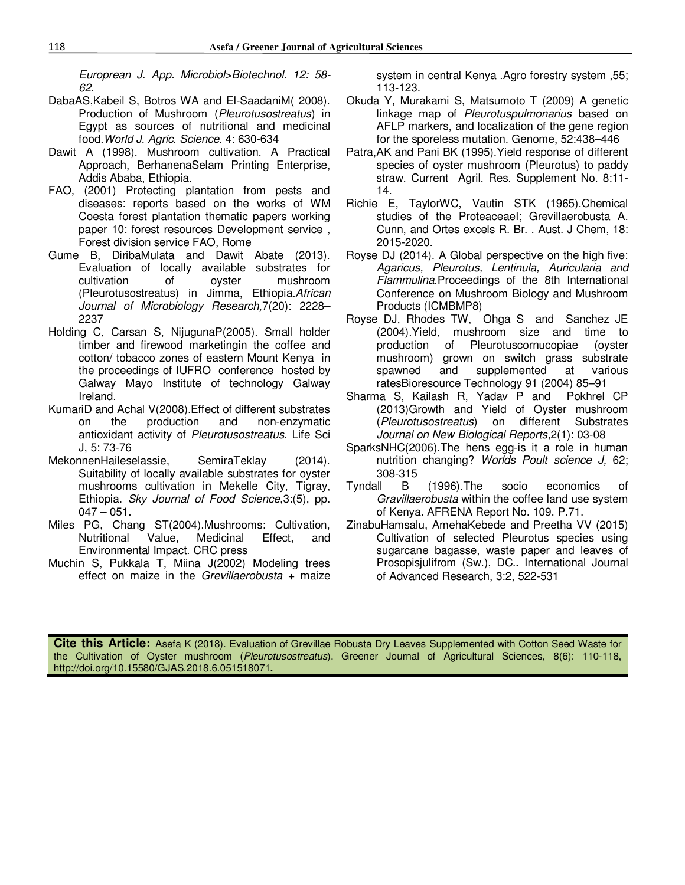*Europrean J. App. Microbiol>Biotechnol. 12: 58-62.*

DabaAS,Kabeil S, Botros WA and El-SaadaniM( 2008). Production of Mushroom (*Pleurotusostreatus*) in Egypt as sources of nutritional and medicinal food.*World J. Agric. Science*. 4: 630-634

Dawit A (1998). Mushroom cultivation. A Practical Approach, BerhanenaSelam Printing Enterprise, Addis Ababa, Ethiopia.

FAO, (2001) Protecting plantation from pests and diseases: reports based on the works of WM Coesta forest plantation thematic papers working paper 10: forest resources Development service , Forest division service FAO, Rome

Gume B, DiribaMulata and Dawit Abate (2013). Evaluation of locally available substrates for cultivation of oyster mushroom (Pleurotusostreatus) in Jimma, Ethiopia.*African Journal of Microbiology Research,*7(20): 2228–2237

Holding C, Carsan S, NijugunaP(2005). Small holder timber and firewood marketingin the coffee and cotton/ tobacco zones of eastern Mount Kenya in the proceedings of IUFRO conference hosted by Galway Mayo Institute of technology Galway Ireland.

KumariD and Achal V(2008).Effect of different substrates on the production and non-enzymatic antioxidant activity of *Pleurotusostreatus*. Life Sci J, 5: 73-76

MekonnenHaileselassie, SemiraTeklay (2014). Suitability of locally available substrates for oyster mushrooms cultivation in Mekelle City, Tigray, Ethiopia. *Sky Journal of Food Science*,3:(5), pp. 047 – 051.

Miles PG, Chang ST(2004).Mushrooms: Cultivation, Nutritional Value, Medicinal Effect, and Environmental Impact. CRC press

Muchin S, Pukkala T, Miina J(2002) Modeling trees effect on maize in the *Grevillaerobusta* + maize system in central Kenya .Agro forestry system ,55; 113-123.

Okuda Y, Murakami S, Matsumoto T (2009) A genetic linkage map of *Pleurotuspulmonarius* based on AFLP markers, and localization of the gene region for the sporeless mutation. Genome, 52:438–446

Patra,AK and Pani BK (1995).Yield response of different species of oyster mushroom (Pleurotus) to paddy straw. Current Agril. Res. Supplement No. 8:11-14.

Richie E, TaylorWC, Vautin STK (1965).Chemical studies of the Proteaceael; Grevillaerobusta A. Cunn, and Ortes excels R. Br. . Aust. J Chem, 18: 2015-2020.

Royse DJ (2014). A Global perspective on the high five: *Agaricus, Pleurotus, Lentinula, Auricularia and Flammulina*.Proceedings of the 8th International Conference on Mushroom Biology and Mushroom Products (ICMBMP8)

Royse DJ, Rhodes TW, Ohga S and Sanchez JE (2004).Yield, mushroom size and time to production of Pleurotuscornucopiae (oyster mushroom) grown on switch grass substrate spawned and supplemented at various ratesBioresource Technology 91 (2004) 85–91

Sharma S, Kailash R, Yadav P and Pokhrel CP (2013)Growth and Yield of Oyster mushroom (*Pleurotusostreatus*) on different Substrates *Journal on New Biological Reports*,2(1): 03-08

SparksNHC(2006).The hens egg-is it a role in human nutrition changing? *Worlds Poult science J,* 62; 308-315

Tyndall B (1996).The socio economics of *Gravillaerobusta* within the coffee land use system of Kenya. AFRENA Report No. 109. P.71.

ZinabuHamsalu, AmehaKebede and Preetha VV (2015) Cultivation of selected Pleurotus species using sugarcane bagasse, waste paper and leaves of Prosopisjulifrom (Sw.), DC**..** International Journal of Advanced Research, 3:2, 522-531

**Cite this Article:** Asefa K (2018). Evaluation of Grevillae Robusta Dry Leaves Supplemented with Cotton Seed Waste for the Cultivation of Oyster mushroom (*Pleurotusostreatus*). Greener Journal of Agricultural Sciences, 8(6): 110-118, http://doi.org/10.15580/GJAS.2018.6.051518071**.**